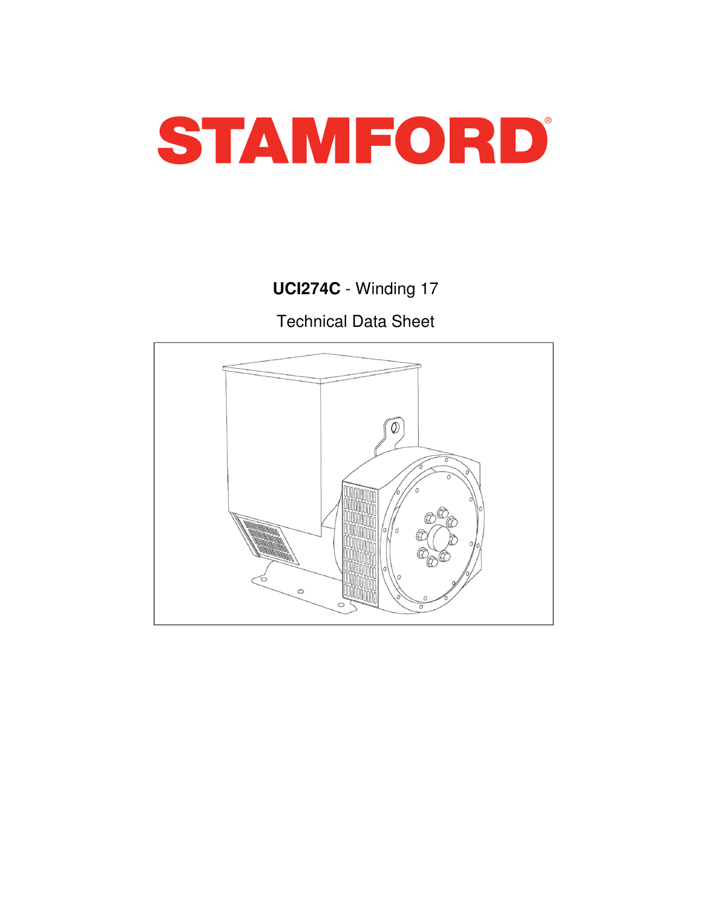# STAMFORD®

**UCI274C** - Winding 17

Technical Data Sheet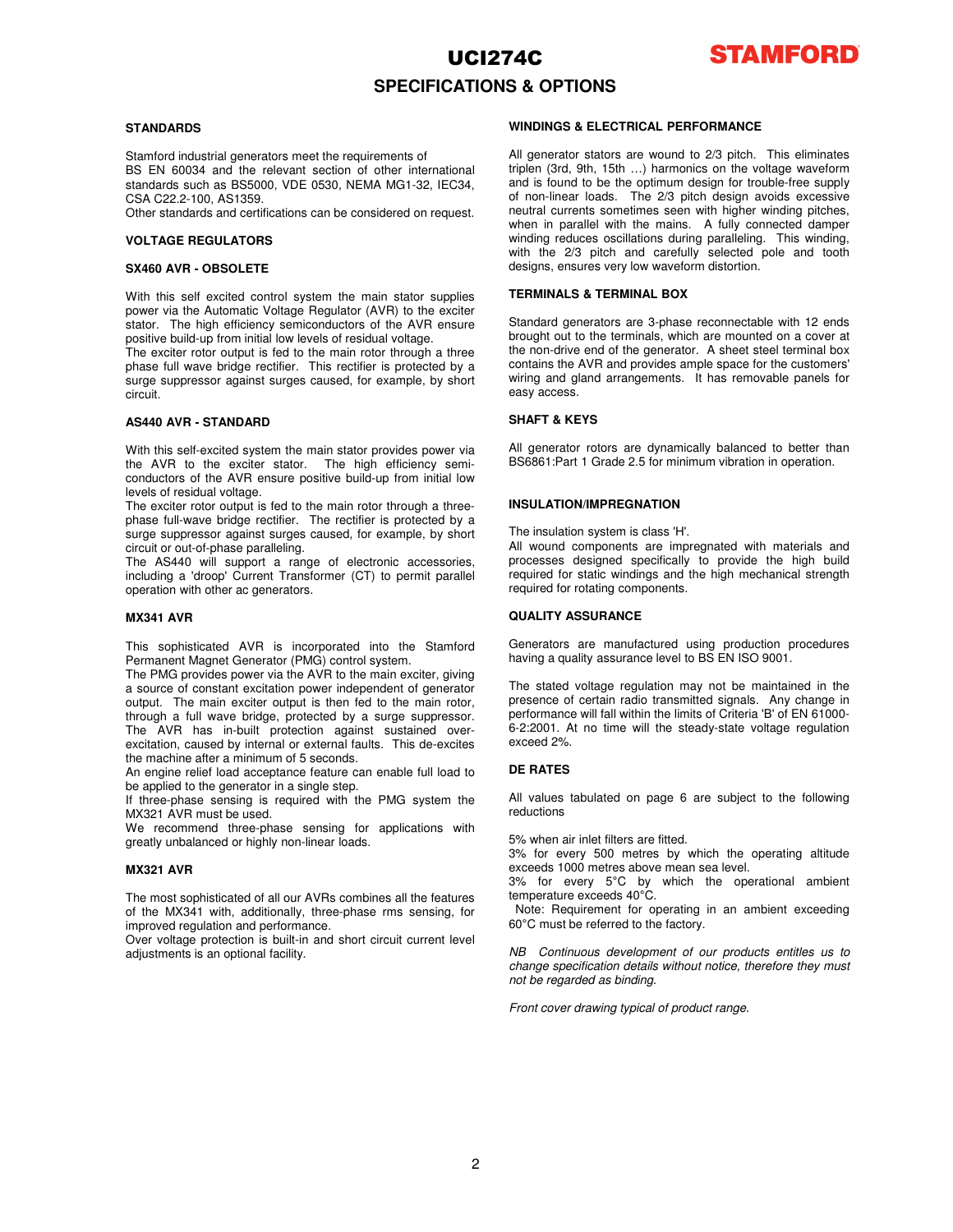# UCI274C

## SPECIFICATIONS & OPTIONS

### STANDARDS

Stamford industrial generators meet the requirements of BS EN 60034 and the relevant section of other international standards such as BS5000, VDE 0530, NEMA MG1-32, IEC34, CSA C22.2-100, AS1359.
Other standards and certifications can be considered on request.

### VOLTAGE REGULATORS

### SX460 AVR - OBSOLETE

With this self excited control system the main stator supplies power via the Automatic Voltage Regulator (AVR) to the exciter stator. The high efficiency semiconductors of the AVR ensure positive build-up from initial low levels of residual voltage.
The exciter rotor output is fed to the main rotor through a three phase full wave bridge rectifier. This rectifier is protected by a surge suppressor against surges caused, for example, by short circuit.

### AS440 AVR - STANDARD

With this self-excited system the main stator provides power via the AVR to the exciter stator. The high efficiency semi-conductors of the AVR ensure positive build-up from initial low levels of residual voltage.
The exciter rotor output is fed to the main rotor through a three-phase full-wave bridge rectifier. The rectifier is protected by a surge suppressor against surges caused, for example, by short circuit or out-of-phase paralleling.
The AS440 will support a range of electronic accessories, including a 'droop' Current Transformer (CT) to permit parallel operation with other ac generators.

### MX341 AVR

This sophisticated AVR is incorporated into the Stamford Permanent Magnet Generator (PMG) control system.
The PMG provides power via the AVR to the main exciter, giving a source of constant excitation power independent of generator output. The main exciter output is then fed to the main rotor, through a full wave bridge, protected by a surge suppressor. The AVR has in-built protection against sustained over-excitation, caused by internal or external faults. This de-excites the machine after a minimum of 5 seconds.
An engine relief load acceptance feature can enable full load to be applied to the generator in a single step.
If three-phase sensing is required with the PMG system the MX321 AVR must be used.
We recommend three-phase sensing for applications with greatly unbalanced or highly non-linear loads.

### MX321 AVR

The most sophisticated of all our AVRs combines all the features of the MX341 with, additionally, three-phase rms sensing, for improved regulation and performance.
Over voltage protection is built-in and short circuit current level adjustments is an optional facility.

### WINDINGS & ELECTRICAL PERFORMANCE

All generator stators are wound to 2/3 pitch. This eliminates triplen (3rd, 9th, 15th …) harmonics on the voltage waveform and is found to be the optimum design for trouble-free supply of non-linear loads. The 2/3 pitch design avoids excessive neutral currents sometimes seen with higher winding pitches, when in parallel with the mains. A fully connected damper winding reduces oscillations during paralleling. This winding, with the 2/3 pitch and carefully selected pole and tooth designs, ensures very low waveform distortion.

### TERMINALS & TERMINAL BOX

Standard generators are 3-phase reconnectable with 12 ends brought out to the terminals, which are mounted on a cover at the non-drive end of the generator. A sheet steel terminal box contains the AVR and provides ample space for the customers' wiring and gland arrangements. It has removable panels for easy access.

### SHAFT & KEYS

All generator rotors are dynamically balanced to better than BS6861:Part 1 Grade 2.5 for minimum vibration in operation.

### INSULATION/IMPREGNATION

The insulation system is class 'H'.
All wound components are impregnated with materials and processes designed specifically to provide the high build required for static windings and the high mechanical strength required for rotating components.

### QUALITY ASSURANCE

Generators are manufactured using production procedures having a quality assurance level to BS EN ISO 9001.

The stated voltage regulation may not be maintained in the presence of certain radio transmitted signals. Any change in performance will fall within the limits of Criteria 'B' of EN 61000-6-2:2001. At no time will the steady-state voltage regulation exceed 2%.

### DE RATES

All values tabulated on page 6 are subject to the following reductions

5% when air inlet filters are fitted.
3% for every 500 metres by which the operating altitude exceeds 1000 metres above mean sea level.
3% for every 5°C by which the operational ambient temperature exceeds 40°C.
Note: Requirement for operating in an ambient exceeding 60°C must be referred to the factory.

*NB Continuous development of our products entitles us to change specification details without notice, therefore they must not be regarded as binding.*

*Front cover drawing typical of product range.*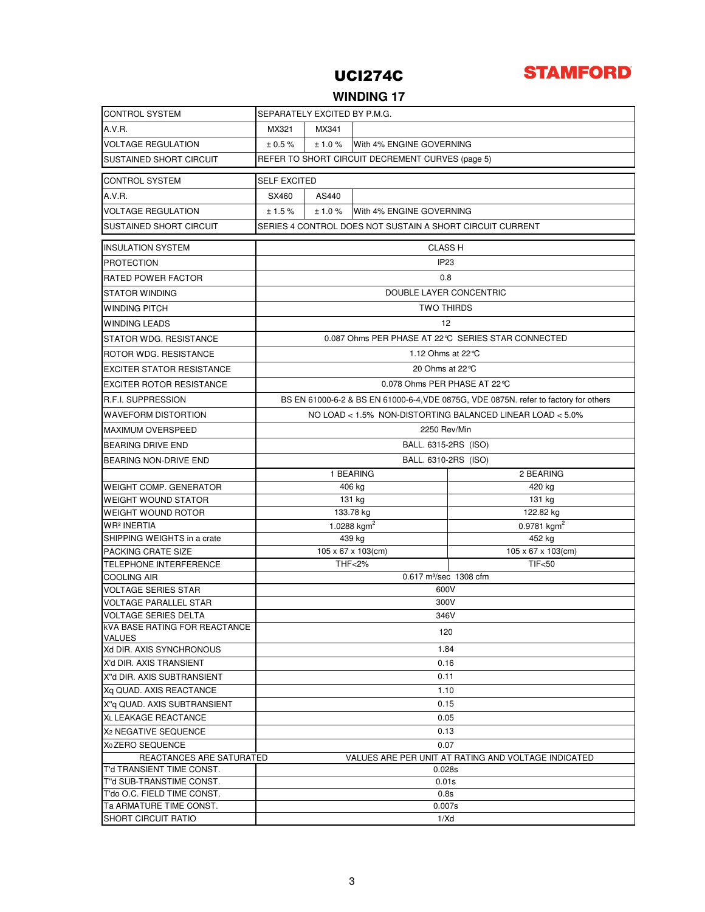# UCI274C

**STAMFORD**

## WINDING 17

| CONTROL SYSTEM | SEPARATELY EXCITED BY P.M.G. | | |
|---|---|---|---|
| A.V.R. | MX321 | MX341 | |
| VOLTAGE REGULATION | ± 0.5 % | ± 1.0 % | With 4% ENGINE GOVERNING |
| SUSTAINED SHORT CIRCUIT | REFER TO SHORT CIRCUIT DECREMENT CURVES (page 5) | | |

| CONTROL SYSTEM | SELF EXCITED | | |
|---|---|---|---|
| A.V.R. | SX460 | AS440 | |
| VOLTAGE REGULATION | ± 1.5 % | ± 1.0 % | With 4% ENGINE GOVERNING |
| SUSTAINED SHORT CIRCUIT | SERIES 4 CONTROL DOES NOT SUSTAIN A SHORT CIRCUIT CURRENT | | |

| INSULATION SYSTEM | CLASS H | |
|---|---|---|
| PROTECTION | IP23 | |
| RATED POWER FACTOR | 0.8 | |
| STATOR WINDING | DOUBLE LAYER CONCENTRIC | |
| WINDING PITCH | TWO THIRDS | |
| WINDING LEADS | 12 | |
| STATOR WDG. RESISTANCE | 0.087 Ohms PER PHASE AT 22°C SERIES STAR CONNECTED | |
| ROTOR WDG. RESISTANCE | 1.12 Ohms at 22°C | |
| EXCITER STATOR RESISTANCE | 20 Ohms at 22°C | |
| EXCITER ROTOR RESISTANCE | 0.078 Ohms PER PHASE AT 22°C | |
| R.F.I. SUPPRESSION | BS EN 61000-6-2 & BS EN 61000-6-4,VDE 0875G, VDE 0875N. refer to factory for others | |
| WAVEFORM DISTORTION | NO LOAD < 1.5% NON-DISTORTING BALANCED LINEAR LOAD < 5.0% | |
| MAXIMUM OVERSPEED | 2250 Rev/Min | |
| BEARING DRIVE END | BALL. 6315-2RS (ISO) | |
| BEARING NON-DRIVE END | BALL. 6310-2RS (ISO) | |
| | 1 BEARING | 2 BEARING |
| WEIGHT COMP. GENERATOR | 406 kg | 420 kg |
| WEIGHT WOUND STATOR | 131 kg | 131 kg |
| WEIGHT WOUND ROTOR | 133.78 kg | 122.82 kg |
| $WR^2$ INERTIA | 1.0288 $kgm^2$ | 0.9781 $kgm^2$ |
| SHIPPING WEIGHTS in a crate | 439 kg | 452 kg |
| PACKING CRATE SIZE | 105 x 67 x 103(cm) | 105 x 67 x 103(cm) |
| TELEPHONE INTERFERENCE | THF<2% | TIF<50 |
| COOLING AIR | 0.617 $m^3$/sec 1308 cfm | |
| VOLTAGE SERIES STAR | 600V | |
| VOLTAGE PARALLEL STAR | 300V | |
| VOLTAGE SERIES DELTA | 346V | |
| kVA BASE RATING FOR REACTANCE VALUES | 120 | |
| Xd DIR. AXIS SYNCHRONOUS | 1.84 | |
| X'd DIR. AXIS TRANSIENT | 0.16 | |
| X''d DIR. AXIS SUBTRANSIENT | 0.11 | |
| Xq QUAD. AXIS REACTANCE | 1.10 | |
| X''q QUAD. AXIS SUBTRANSIENT | 0.15 | |
| $X_L$ LEAKAGE REACTANCE | 0.05 | |
| $X_2$ NEGATIVE SEQUENCE | 0.13 | |
| $X_0$ ZERO SEQUENCE | 0.07 | |
| REACTANCES ARE SATURATED | VALUES ARE PER UNIT AT RATING AND VOLTAGE INDICATED | |
| T'd TRANSIENT TIME CONST. | 0.028s | |
| T''d SUB-TRANSTIME CONST. | 0.01s | |
| T'do O.C. FIELD TIME CONST. | 0.8s | |
| Ta ARMATURE TIME CONST. | 0.007s | |
| SHORT CIRCUIT RATIO | 1/Xd | |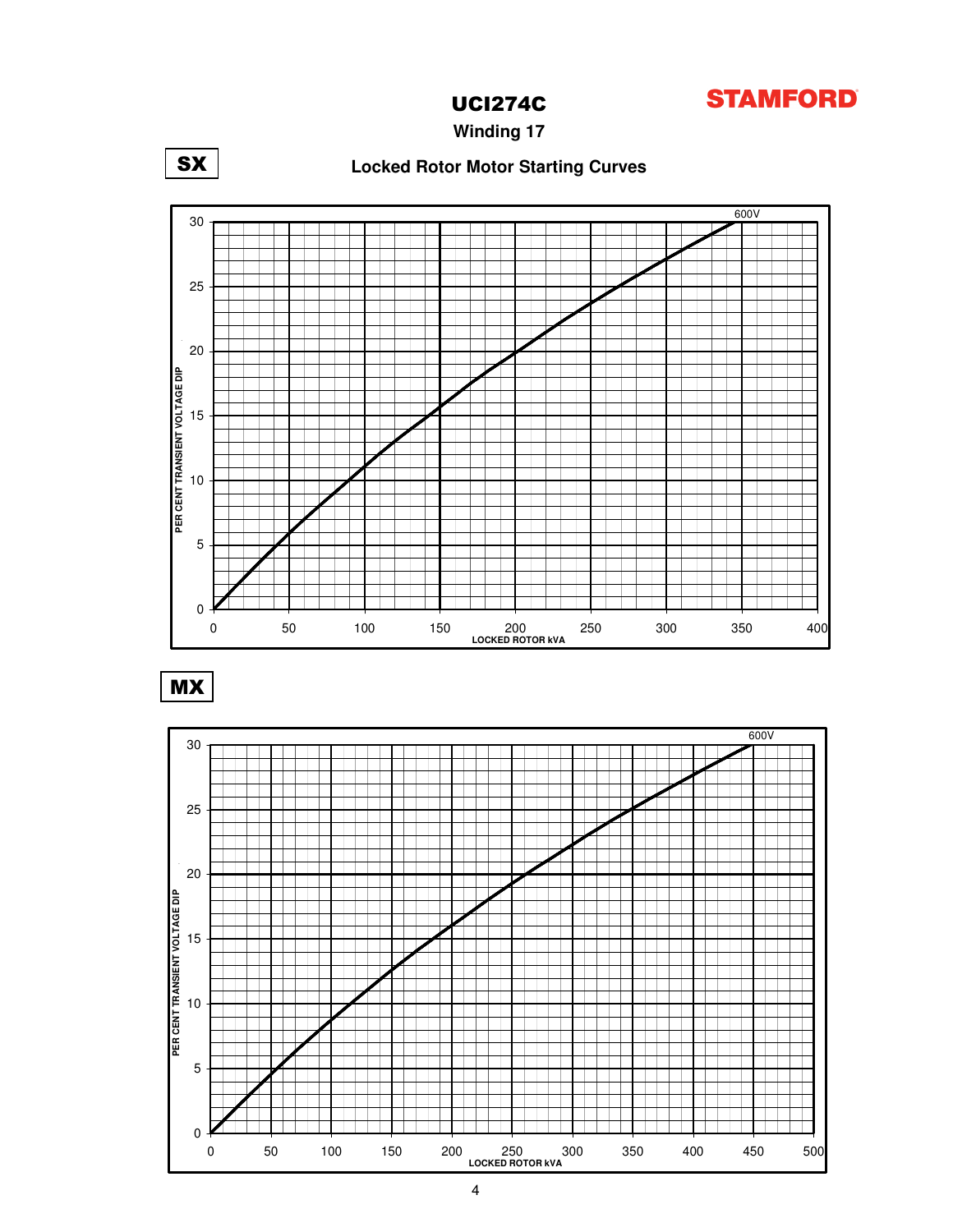# UCI274C

STAMFORD

## Winding 17

**SX**

### Locked Rotor Motor Starting Curves

600V

PER CENT TRANSIENT VOLTAGE DIP

LOCKED ROTOR kVA

**MX**

600V

PER CENT TRANSIENT VOLTAGE DIP

LOCKED ROTOR kVA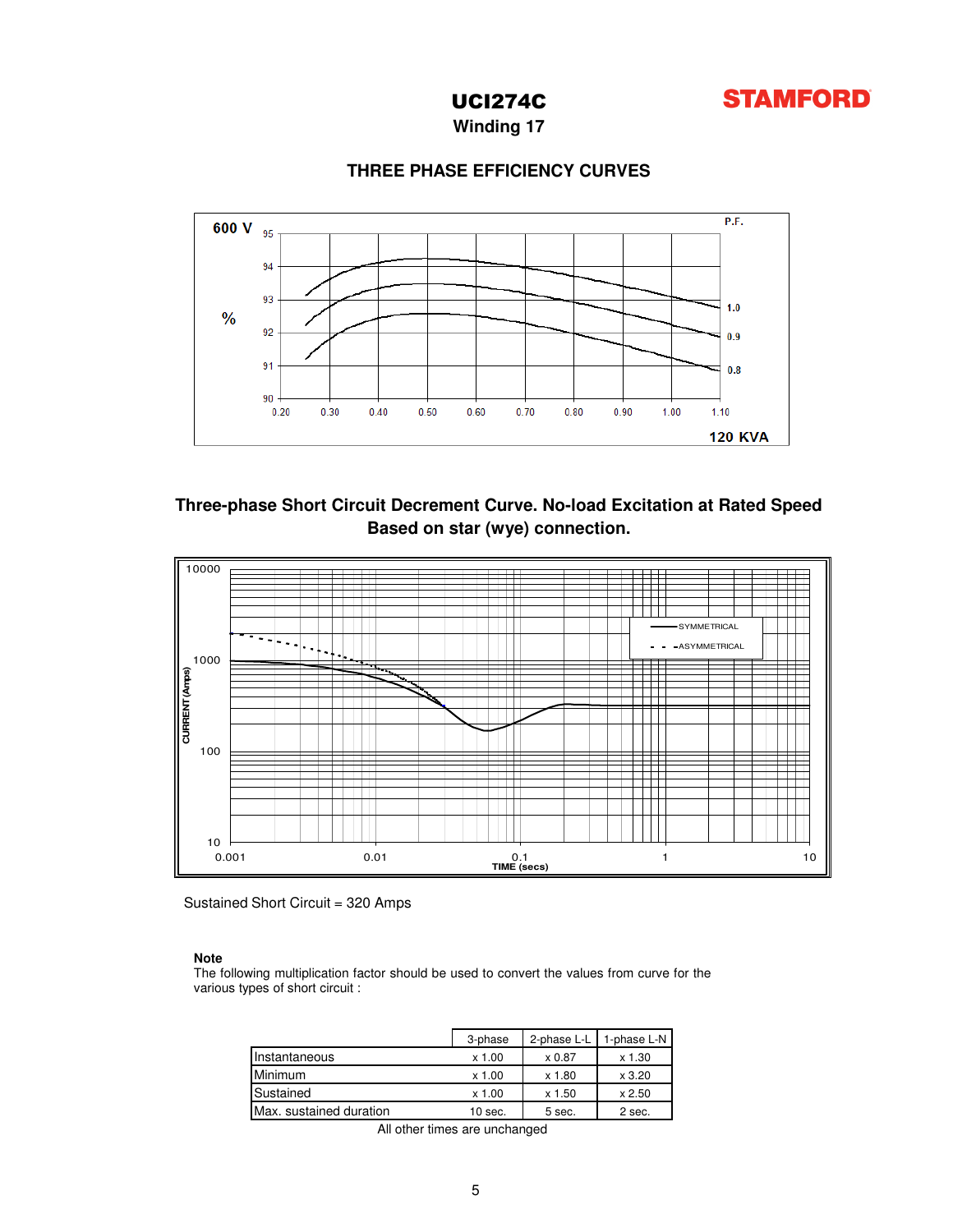# UCI274C

**STAMFORD**

## Winding 17

### THREE PHASE EFFICIENCY CURVES

600 V

%

P.F.

1.0

0.9

0.8

120 KVA

### Three-phase Short Circuit Decrement Curve. No-load Excitation at Rated Speed Based on star (wye) connection.

SYMMETRICAL

ASYMMETRICAL

CURRENT (Amps)

TIME (secs)

Sustained Short Circuit = 320 Amps

**Note**

The following multiplication factor should be used to convert the values from curve for the various types of short circuit :

| | 3-phase | 2-phase L-L | 1-phase L-N |
|---|---|---|---|
| Instantaneous | x 1.00 | x 0.87 | x 1.30 |
| Minimum | x 1.00 | x 1.80 | x 3.20 |
| Sustained | x 1.00 | x 1.50 | x 2.50 |
| Max. sustained duration | 10 sec. | 5 sec. | 2 sec. |

All other times are unchanged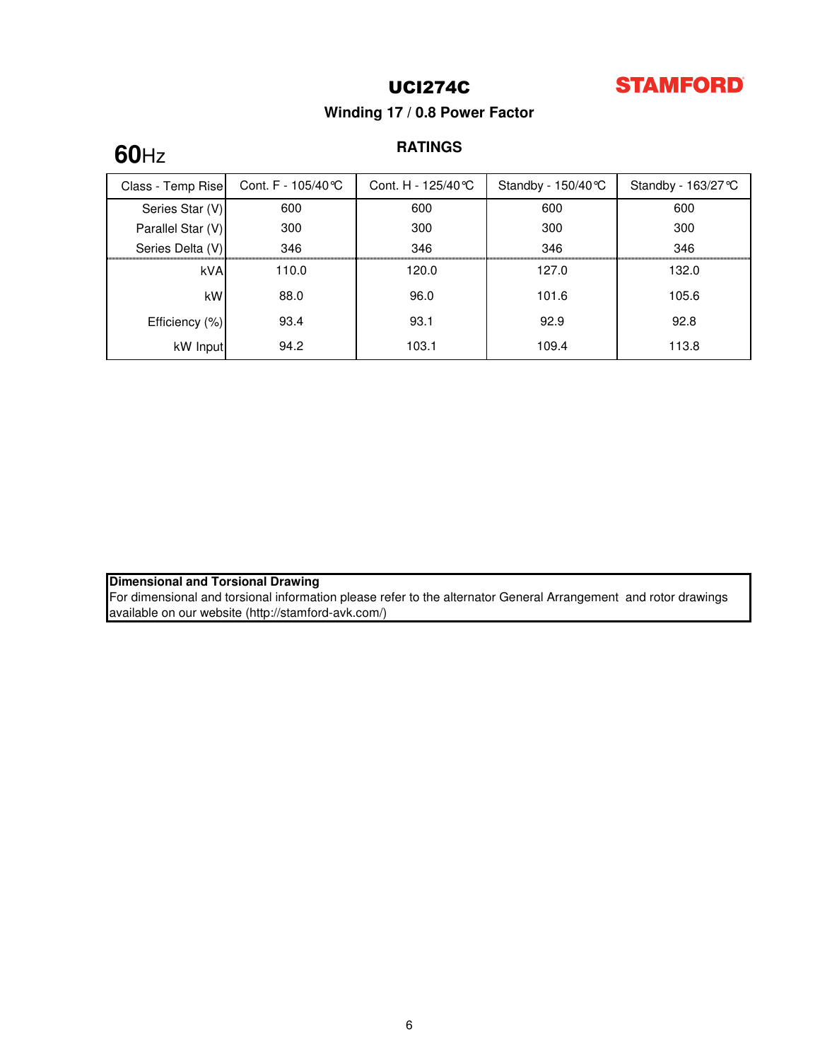# UCI274C

**STAMFORD**

## Winding 17 / 0.8 Power Factor

**60Hz**

### RATINGS

| Class - Temp Rise | Cont. F - 105/40℃ | Cont. H - 125/40℃ | Standby - 150/40℃ | Standby - 163/27℃ |
|---|---|---|---|---|
| Series Star (V) | 600 | 600 | 600 | 600 |
| Parallel Star (V) | 300 | 300 | 300 | 300 |
| Series Delta (V) | 346 | 346 | 346 | 346 |
| kVA | 110.0 | 120.0 | 127.0 | 132.0 |
| kW | 88.0 | 96.0 | 101.6 | 105.6 |
| Efficiency (%) | 93.4 | 93.1 | 92.9 | 92.8 |
| kW Input | 94.2 | 103.1 | 109.4 | 113.8 |

**Dimensional and Torsional Drawing**
For dimensional and torsional information please refer to the alternator General Arrangement and rotor drawings available on our website (http://stamford-avk.com/)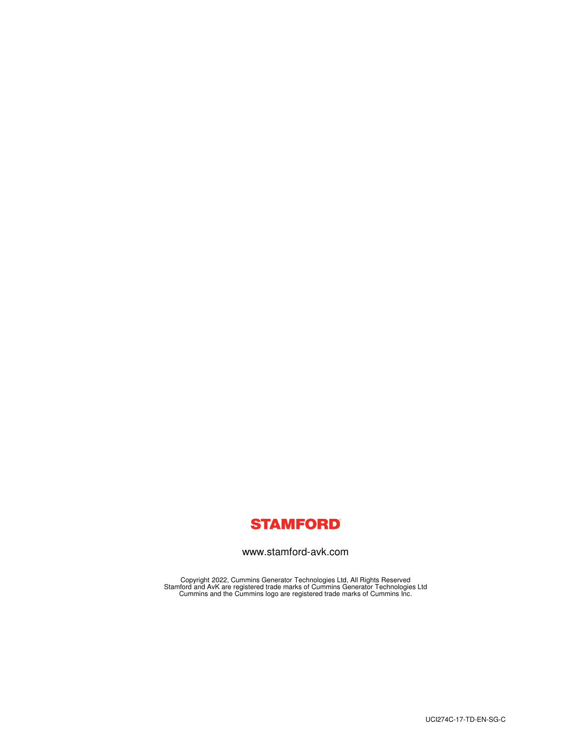STAMFORD®

www.stamford-avk.com

Copyright 2022, Cummins Generator Technologies Ltd, All Rights Reserved
Stamford and AvK are registered trade marks of Cummins Generator Technologies Ltd
Cummins and the Cummins logo are registered trade marks of Cummins Inc.

UCI274C-17-TD-EN-SG-C